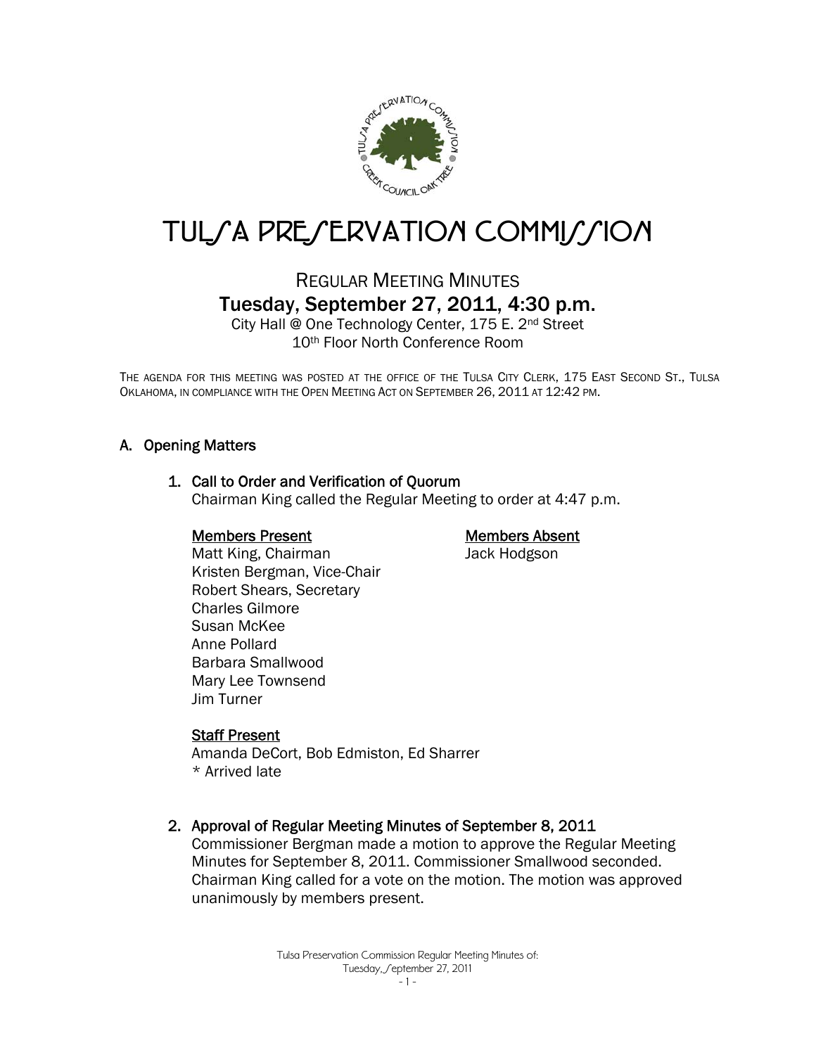# TULSA PRESERVATION COMMISSION

## REGULAR MEETING MINUTES

### Tuesday, September 27, 2011, 4:30 p.m.

City Hall @ One Technology Center, 175 E. 2nd Street
10th Floor North Conference Room

THE AGENDA FOR THIS MEETING WAS POSTED AT THE OFFICE OF THE TULSA CITY CLERK, 175 EAST SECOND ST., TULSA OKLAHOMA, IN COMPLIANCE WITH THE OPEN MEETING ACT ON SEPTEMBER 26, 2011 AT 12:42 PM.

## A. Opening Matters

### 1. Call to Order and Verification of Quorum

Chairman King called the Regular Meeting to order at 4:47 p.m.

**Members Present**

Matt King, Chairman
Kristen Bergman, Vice-Chair
Robert Shears, Secretary
Charles Gilmore
Susan McKee
Anne Pollard
Barbara Smallwood
Mary Lee Townsend
Jim Turner

**Members Absent**

Jack Hodgson

**Staff Present**

Amanda DeCort, Bob Edmiston, Ed Sharrer
* Arrived late

### 2. Approval of Regular Meeting Minutes of September 8, 2011

Commissioner Bergman made a motion to approve the Regular Meeting Minutes for September 8, 2011. Commissioner Smallwood seconded. Chairman King called for a vote on the motion. The motion was approved unanimously by members present.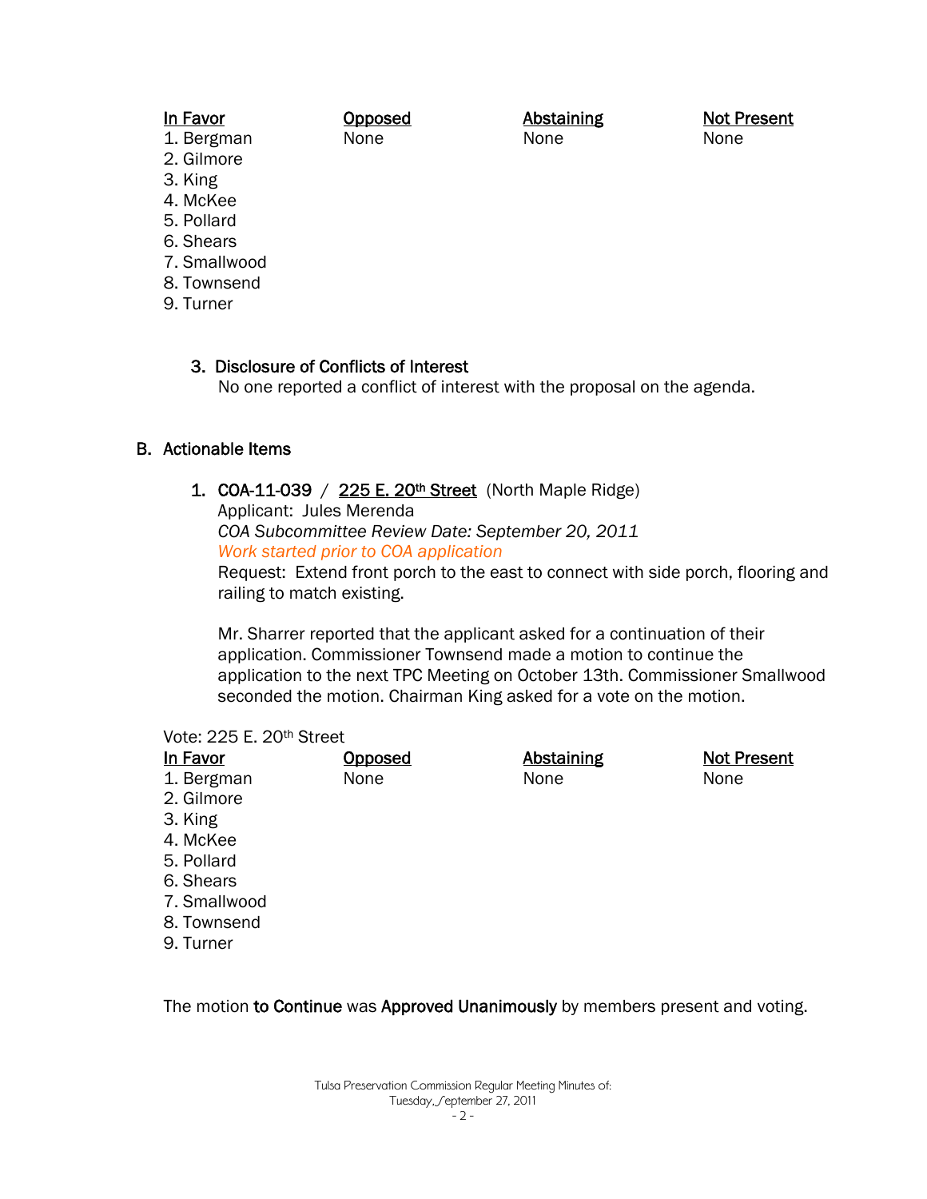| In Favor | Opposed | Abstaining | Not Present |
| --- | --- | --- | --- |
| 1. Bergman | None | None | None |
| 2. Gilmore | | | |
| 3. King | | | |
| 4. McKee | | | |
| 5. Pollard | | | |
| 6. Shears | | | |
| 7. Smallwood | | | |
| 8. Townsend | | | |
| 9. Turner | | | |

3. **Disclosure of Conflicts of Interest**
   No one reported a conflict of interest with the proposal on the agenda.

## B. Actionable Items

1. **COA-11-039** / **225 E. 20th Street** (North Maple Ridge)
   Applicant: Jules Merenda
   *COA Subcommittee Review Date: September 20, 2011*
   *Work started prior to COA application*
   Request: Extend front porch to the east to connect with side porch, flooring and railing to match existing.

   Mr. Sharrer reported that the applicant asked for a continuation of their application. Commissioner Townsend made a motion to continue the application to the next TPC Meeting on October 13th. Commissioner Smallwood seconded the motion. Chairman King asked for a vote on the motion.

Vote: 225 E. 20th Street

| In Favor | Opposed | Abstaining | Not Present |
| --- | --- | --- | --- |
| 1. Bergman | None | None | None |
| 2. Gilmore | | | |
| 3. King | | | |
| 4. McKee | | | |
| 5. Pollard | | | |
| 6. Shears | | | |
| 7. Smallwood | | | |
| 8. Townsend | | | |
| 9. Turner | | | |

The motion **to Continue** was **Approved Unanimously** by members present and voting.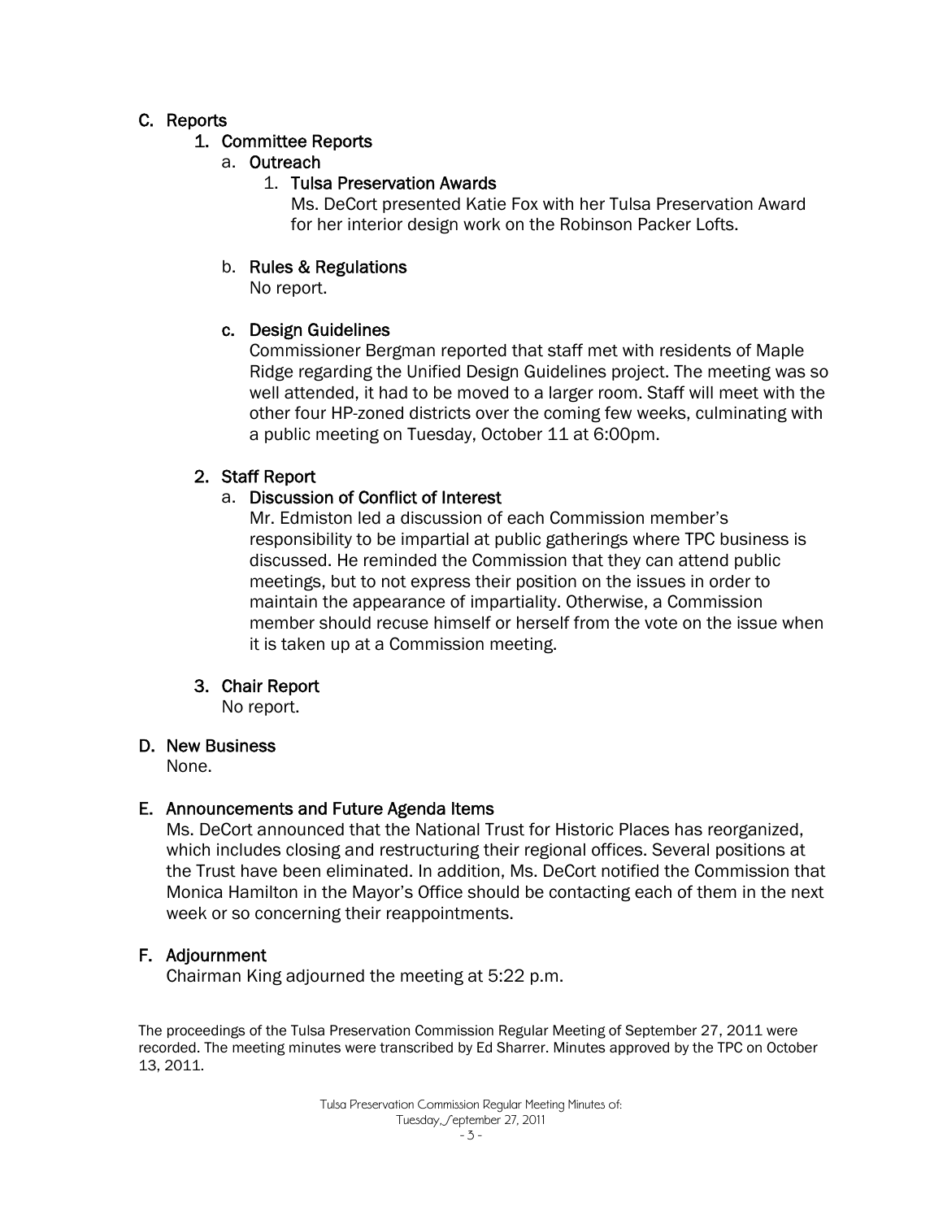## C. Reports

### 1. Committee Reports

#### a. Outreach

1. **Tulsa Preservation Awards**

   Ms. DeCort presented Katie Fox with her Tulsa Preservation Award for her interior design work on the Robinson Packer Lofts.

#### b. Rules & Regulations

No report.

#### c. Design Guidelines

Commissioner Bergman reported that staff met with residents of Maple Ridge regarding the Unified Design Guidelines project. The meeting was so well attended, it had to be moved to a larger room. Staff will meet with the other four HP-zoned districts over the coming few weeks, culminating with a public meeting on Tuesday, October 11 at 6:00pm.

### 2. Staff Report

#### a. Discussion of Conflict of Interest

Mr. Edmiston led a discussion of each Commission member's responsibility to be impartial at public gatherings where TPC business is discussed. He reminded the Commission that they can attend public meetings, but to not express their position on the issues in order to maintain the appearance of impartiality. Otherwise, a Commission member should recuse himself or herself from the vote on the issue when it is taken up at a Commission meeting.

### 3. Chair Report

No report.

## D. New Business

None.

## E. Announcements and Future Agenda Items

Ms. DeCort announced that the National Trust for Historic Places has reorganized, which includes closing and restructuring their regional offices. Several positions at the Trust have been eliminated. In addition, Ms. DeCort notified the Commission that Monica Hamilton in the Mayor's Office should be contacting each of them in the next week or so concerning their reappointments.

## F. Adjournment

Chairman King adjourned the meeting at 5:22 p.m.

The proceedings of the Tulsa Preservation Commission Regular Meeting of September 27, 2011 were recorded. The meeting minutes were transcribed by Ed Sharrer. Minutes approved by the TPC on October 13, 2011.